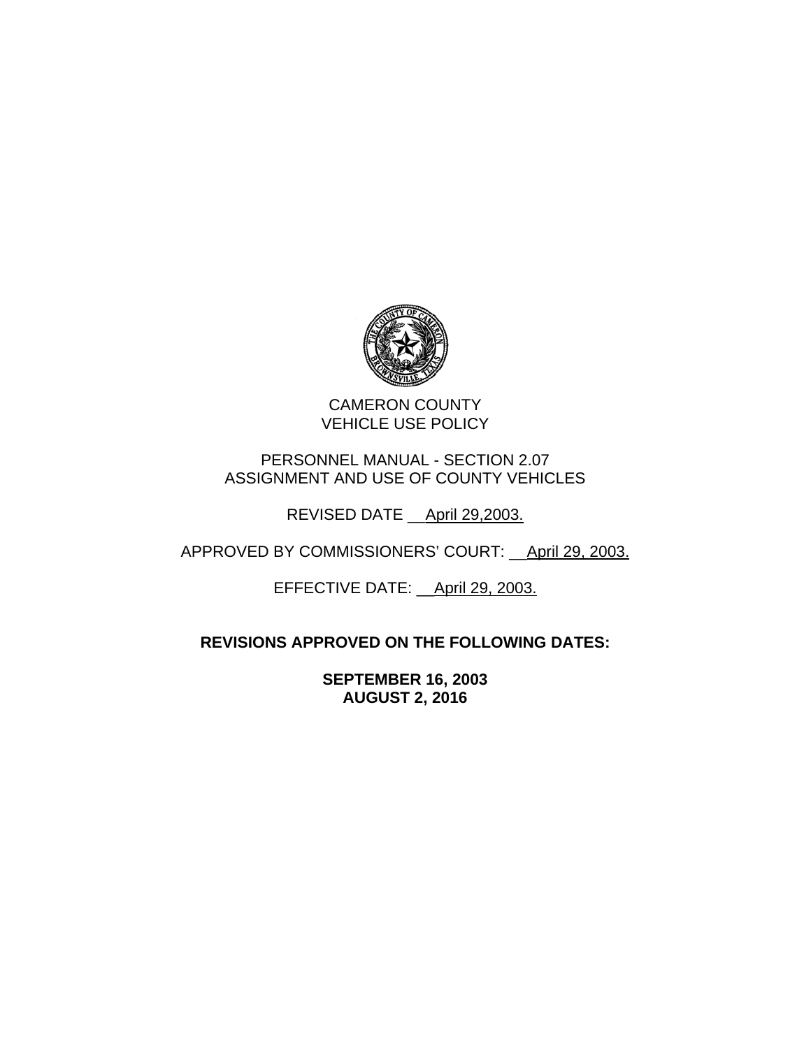CAMERON COUNTY
VEHICLE USE POLICY

PERSONNEL MANUAL - SECTION 2.07
ASSIGNMENT AND USE OF COUNTY VEHICLES

REVISED DATE __April 29,2003.

APPROVED BY COMMISSIONERS' COURT: __April 29, 2003.

EFFECTIVE DATE: __April 29, 2003.

**REVISIONS APPROVED ON THE FOLLOWING DATES:**

**SEPTEMBER 16, 2003**
**AUGUST 2, 2016**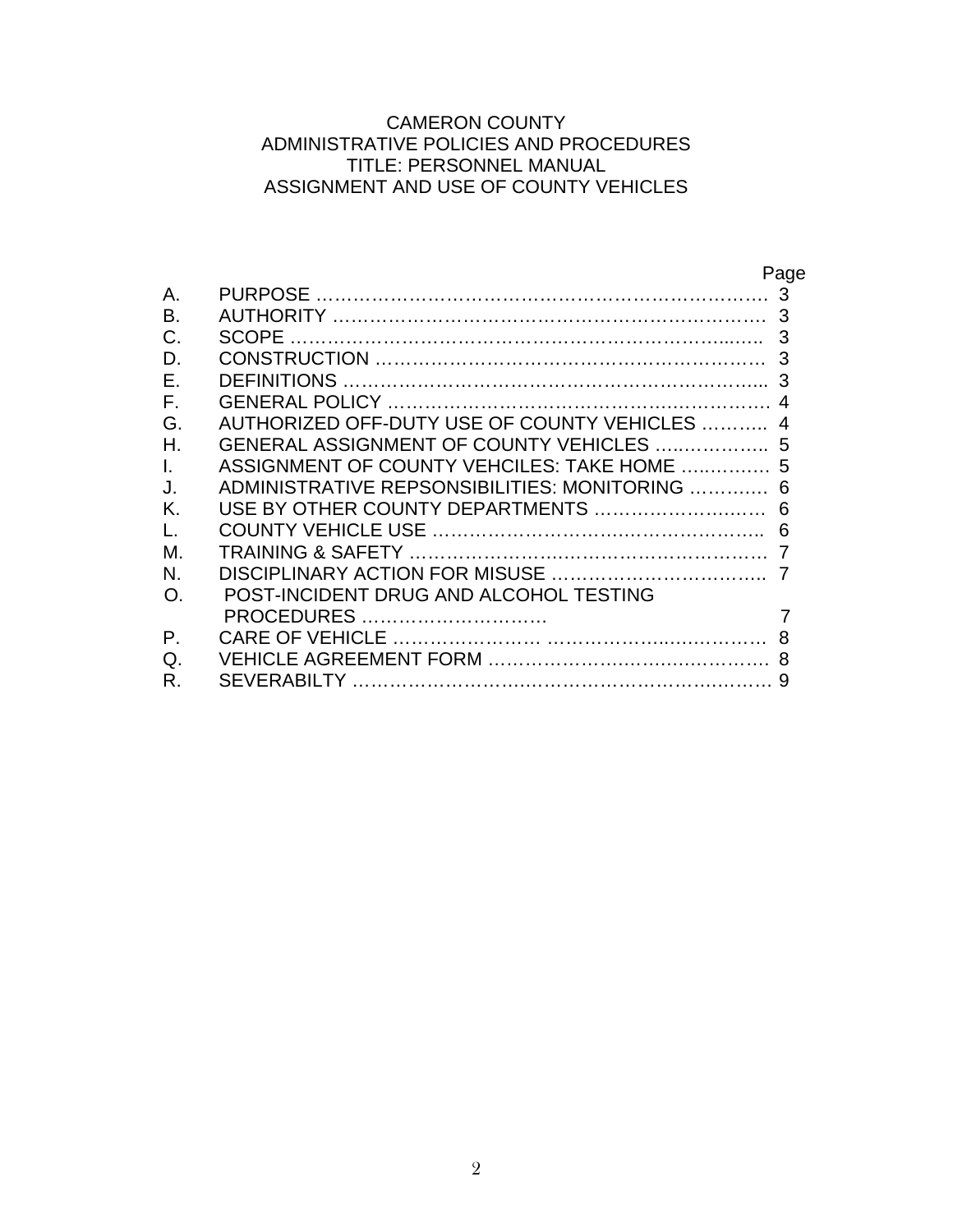CAMERON COUNTY
ADMINISTRATIVE POLICIES AND PROCEDURES
TITLE: PERSONNEL MANUAL
ASSIGNMENT AND USE OF COUNTY VEHICLES

| | | Page |
|---|---|---|
| A. | PURPOSE | 3 |
| B. | AUTHORITY | 3 |
| C. | SCOPE | 3 |
| D. | CONSTRUCTION | 3 |
| E. | DEFINITIONS | 3 |
| F. | GENERAL POLICY | 4 |
| G. | AUTHORIZED OFF-DUTY USE OF COUNTY VEHICLES | 4 |
| H. | GENERAL ASSIGNMENT OF COUNTY VEHICLES | 5 |
| I. | ASSIGNMENT OF COUNTY VEHCILES: TAKE HOME | 5 |
| J. | ADMINISTRATIVE REPSONSIBILITIES: MONITORING | 6 |
| K. | USE BY OTHER COUNTY DEPARTMENTS | 6 |
| L. | COUNTY VEHICLE USE | 6 |
| M. | TRAINING & SAFETY | 7 |
| N. | DISCIPLINARY ACTION FOR MISUSE | 7 |
| O. | POST-INCIDENT DRUG AND ALCOHOL TESTING PROCEDURES | 7 |
| P. | CARE OF VEHICLE | 8 |
| Q. | VEHICLE AGREEMENT FORM | 8 |
| R. | SEVERABILTY | 9 |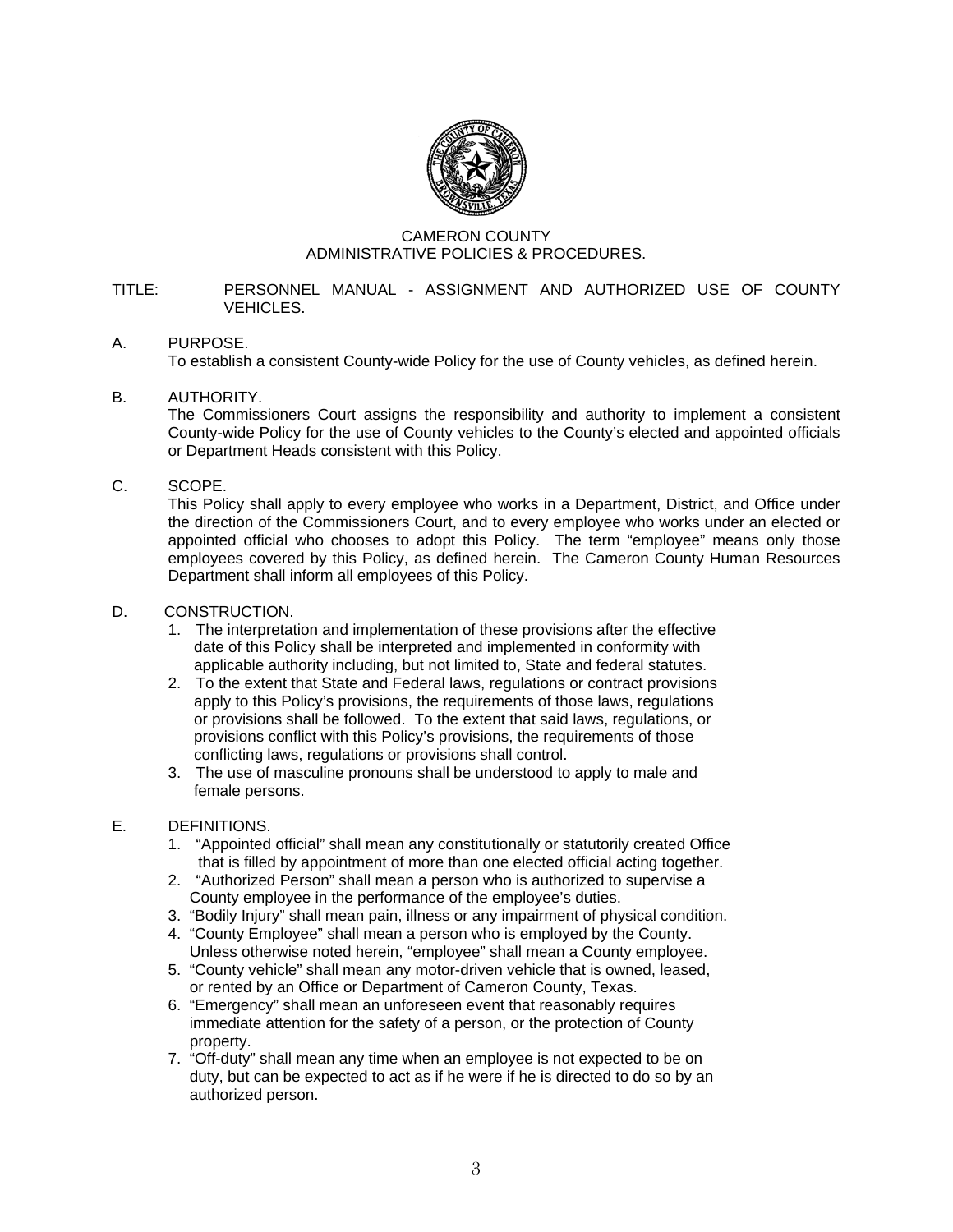CAMERON COUNTY
ADMINISTRATIVE POLICIES & PROCEDURES.

TITLE: PERSONNEL MANUAL - ASSIGNMENT AND AUTHORIZED USE OF COUNTY VEHICLES.

## A. PURPOSE.

To establish a consistent County-wide Policy for the use of County vehicles, as defined herein.

## B. AUTHORITY.

The Commissioners Court assigns the responsibility and authority to implement a consistent County-wide Policy for the use of County vehicles to the County's elected and appointed officials or Department Heads consistent with this Policy.

## C. SCOPE.

This Policy shall apply to every employee who works in a Department, District, and Office under the direction of the Commissioners Court, and to every employee who works under an elected or appointed official who chooses to adopt this Policy. The term "employee" means only those employees covered by this Policy, as defined herein. The Cameron County Human Resources Department shall inform all employees of this Policy.

## D. CONSTRUCTION.

1. The interpretation and implementation of these provisions after the effective date of this Policy shall be interpreted and implemented in conformity with applicable authority including, but not limited to, State and federal statutes.
2. To the extent that State and Federal laws, regulations or contract provisions apply to this Policy's provisions, the requirements of those laws, regulations or provisions shall be followed. To the extent that said laws, regulations, or provisions conflict with this Policy's provisions, the requirements of those conflicting laws, regulations or provisions shall control.
3. The use of masculine pronouns shall be understood to apply to male and female persons.

## E. DEFINITIONS.

1. "Appointed official" shall mean any constitutionally or statutorily created Office that is filled by appointment of more than one elected official acting together.
2. "Authorized Person" shall mean a person who is authorized to supervise a County employee in the performance of the employee's duties.
3. "Bodily Injury" shall mean pain, illness or any impairment of physical condition.
4. "County Employee" shall mean a person who is employed by the County. Unless otherwise noted herein, "employee" shall mean a County employee.
5. "County vehicle" shall mean any motor-driven vehicle that is owned, leased, or rented by an Office or Department of Cameron County, Texas.
6. "Emergency" shall mean an unforeseen event that reasonably requires immediate attention for the safety of a person, or the protection of County property.
7. "Off-duty" shall mean any time when an employee is not expected to be on duty, but can be expected to act as if he were if he is directed to do so by an authorized person.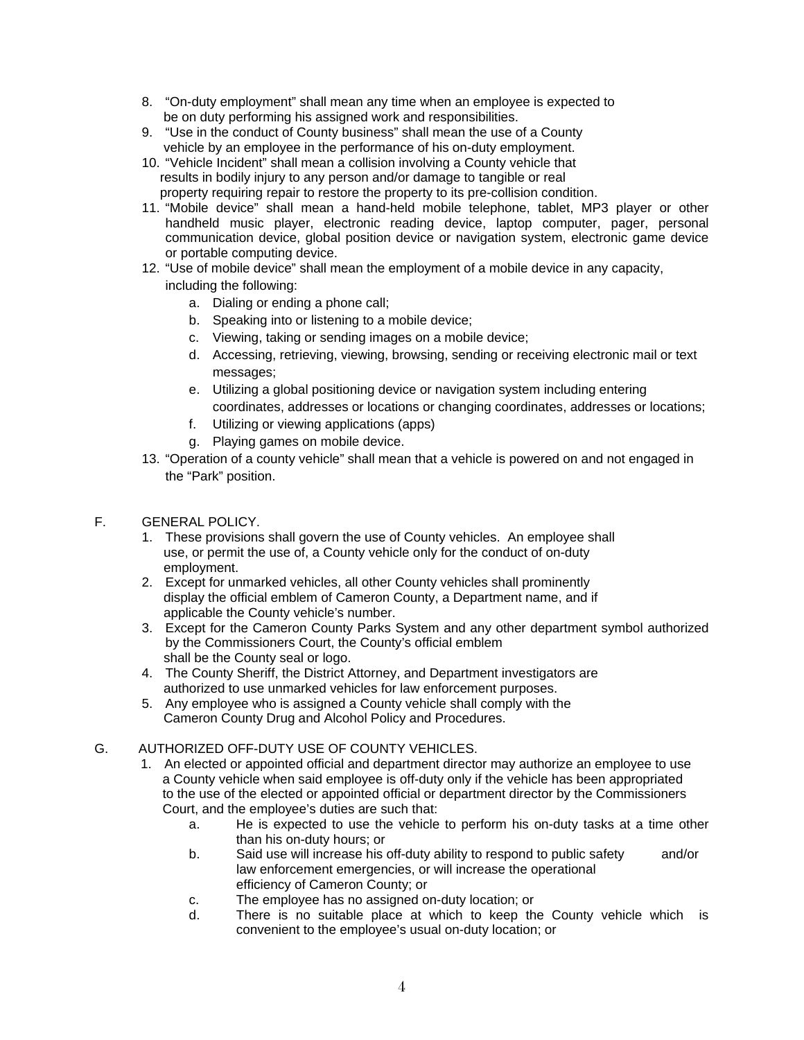8. "On-duty employment" shall mean any time when an employee is expected to be on duty performing his assigned work and responsibilities.
9. "Use in the conduct of County business" shall mean the use of a County vehicle by an employee in the performance of his on-duty employment.
10. "Vehicle Incident" shall mean a collision involving a County vehicle that results in bodily injury to any person and/or damage to tangible or real property requiring repair to restore the property to its pre-collision condition.
11. "Mobile device" shall mean a hand-held mobile telephone, tablet, MP3 player or other handheld music player, electronic reading device, laptop computer, pager, personal communication device, global position device or navigation system, electronic game device or portable computing device.
12. "Use of mobile device" shall mean the employment of a mobile device in any capacity, including the following:
    a. Dialing or ending a phone call;
    b. Speaking into or listening to a mobile device;
    c. Viewing, taking or sending images on a mobile device;
    d. Accessing, retrieving, viewing, browsing, sending or receiving electronic mail or text messages;
    e. Utilizing a global positioning device or navigation system including entering coordinates, addresses or locations or changing coordinates, addresses or locations;
    f. Utilizing or viewing applications (apps)
    g. Playing games on mobile device.
13. "Operation of a county vehicle" shall mean that a vehicle is powered on and not engaged in the "Park" position.

F. GENERAL POLICY.

1. These provisions shall govern the use of County vehicles. An employee shall use, or permit the use of, a County vehicle only for the conduct of on-duty employment.
2. Except for unmarked vehicles, all other County vehicles shall prominently display the official emblem of Cameron County, a Department name, and if applicable the County vehicle's number.
3. Except for the Cameron County Parks System and any other department symbol authorized by the Commissioners Court, the County's official emblem shall be the County seal or logo.
4. The County Sheriff, the District Attorney, and Department investigators are authorized to use unmarked vehicles for law enforcement purposes.
5. Any employee who is assigned a County vehicle shall comply with the Cameron County Drug and Alcohol Policy and Procedures.

G. AUTHORIZED OFF-DUTY USE OF COUNTY VEHICLES.

1. An elected or appointed official and department director may authorize an employee to use a County vehicle when said employee is off-duty only if the vehicle has been appropriated to the use of the elected or appointed official or department director by the Commissioners Court, and the employee's duties are such that:
    a. He is expected to use the vehicle to perform his on-duty tasks at a time other than his on-duty hours; or
    b. Said use will increase his off-duty ability to respond to public safety and/or law enforcement emergencies, or will increase the operational efficiency of Cameron County; or
    c. The employee has no assigned on-duty location; or
    d. There is no suitable place at which to keep the County vehicle which is convenient to the employee's usual on-duty location; or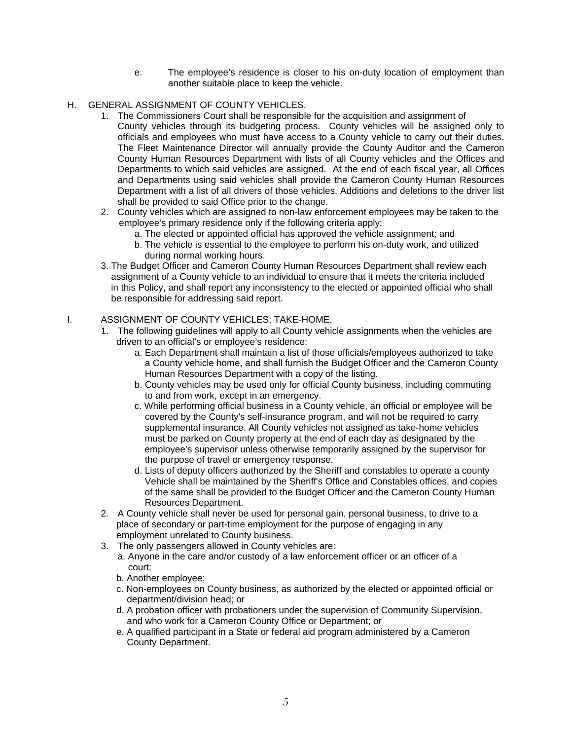e. The employee's residence is closer to his on-duty location of employment than another suitable place to keep the vehicle.

H. GENERAL ASSIGNMENT OF COUNTY VEHICLES.

1. The Commissioners Court shall be responsible for the acquisition and assignment of County vehicles through its budgeting process. County vehicles will be assigned only to officials and employees who must have access to a County vehicle to carry out their duties. The Fleet Maintenance Director will annually provide the County Auditor and the Cameron County Human Resources Department with lists of all County vehicles and the Offices and Departments to which said vehicles are assigned. At the end of each fiscal year, all Offices and Departments using said vehicles shall provide the Cameron County Human Resources Department with a list of all drivers of those vehicles. Additions and deletions to the driver list shall be provided to said Office prior to the change.
2. County vehicles which are assigned to non-law enforcement employees may be taken to the employee's primary residence only if the following criteria apply:
   a. The elected or appointed official has approved the vehicle assignment; and
   b. The vehicle is essential to the employee to perform his on-duty work, and utilized during normal working hours.
3. The Budget Officer and Cameron County Human Resources Department shall review each assignment of a County vehicle to an individual to ensure that it meets the criteria included in this Policy, and shall report any inconsistency to the elected or appointed official who shall be responsible for addressing said report.

I. ASSIGNMENT OF COUNTY VEHICLES; TAKE-HOME.

1. The following guidelines will apply to all County vehicle assignments when the vehicles are driven to an official's or employee's residence:
   a. Each Department shall maintain a list of those officials/employees authorized to take a County vehicle home, and shall furnish the Budget Officer and the Cameron County Human Resources Department with a copy of the listing.
   b. County vehicles may be used only for official County business, including commuting to and from work, except in an emergency.
   c. While performing official business in a County vehicle, an official or employee will be covered by the County's self-insurance program, and will not be required to carry supplemental insurance. All County vehicles not assigned as take-home vehicles must be parked on County property at the end of each day as designated by the employee's supervisor unless otherwise temporarily assigned by the supervisor for the purpose of travel or emergency response.
   d. Lists of deputy officers authorized by the Sheriff and constables to operate a county Vehicle shall be maintained by the Sheriff's Office and Constables offices, and copies of the same shall be provided to the Budget Officer and the Cameron County Human Resources Department.
2. A County vehicle shall never be used for personal gain, personal business, to drive to a place of secondary or part-time employment for the purpose of engaging in any employment unrelated to County business.
3. The only passengers allowed in County vehicles are:
   a. Anyone in the care and/or custody of a law enforcement officer or an officer of a court;
   b. Another employee;
   c. Non-employees on County business, as authorized by the elected or appointed official or department/division head; or
   d. A probation officer with probationers under the supervision of Community Supervision, and who work for a Cameron County Office or Department; or
   e. A qualified participant in a State or federal aid program administered by a Cameron County Department.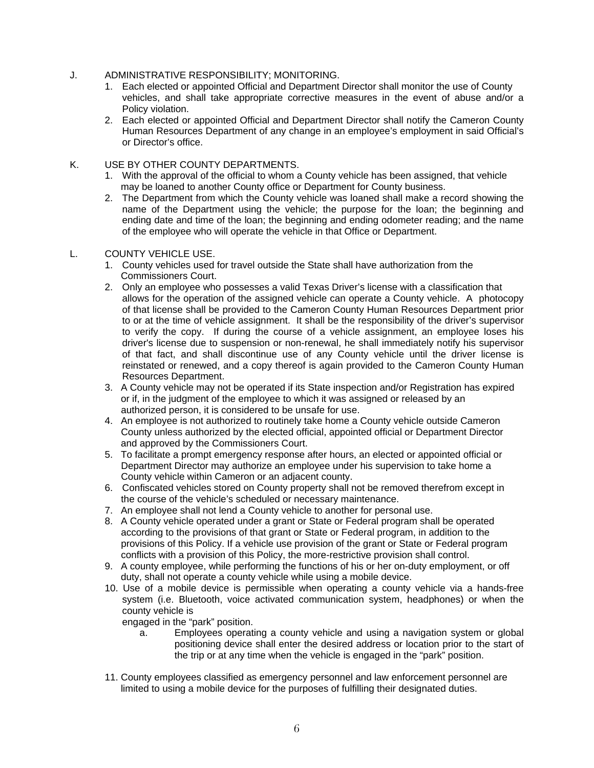J. ADMINISTRATIVE RESPONSIBILITY; MONITORING.

1. Each elected or appointed Official and Department Director shall monitor the use of County vehicles, and shall take appropriate corrective measures in the event of abuse and/or a Policy violation.
2. Each elected or appointed Official and Department Director shall notify the Cameron County Human Resources Department of any change in an employee's employment in said Official's or Director's office.

K. USE BY OTHER COUNTY DEPARTMENTS.

1. With the approval of the official to whom a County vehicle has been assigned, that vehicle may be loaned to another County office or Department for County business.
2. The Department from which the County vehicle was loaned shall make a record showing the name of the Department using the vehicle; the purpose for the loan; the beginning and ending date and time of the loan; the beginning and ending odometer reading; and the name of the employee who will operate the vehicle in that Office or Department.

L. COUNTY VEHICLE USE.

1. County vehicles used for travel outside the State shall have authorization from the Commissioners Court.
2. Only an employee who possesses a valid Texas Driver's license with a classification that allows for the operation of the assigned vehicle can operate a County vehicle. A photocopy of that license shall be provided to the Cameron County Human Resources Department prior to or at the time of vehicle assignment. It shall be the responsibility of the driver's supervisor to verify the copy. If during the course of a vehicle assignment, an employee loses his driver's license due to suspension or non-renewal, he shall immediately notify his supervisor of that fact, and shall discontinue use of any County vehicle until the driver license is reinstated or renewed, and a copy thereof is again provided to the Cameron County Human Resources Department.
3. A County vehicle may not be operated if its State inspection and/or Registration has expired or if, in the judgment of the employee to which it was assigned or released by an authorized person, it is considered to be unsafe for use.
4. An employee is not authorized to routinely take home a County vehicle outside Cameron County unless authorized by the elected official, appointed official or Department Director and approved by the Commissioners Court.
5. To facilitate a prompt emergency response after hours, an elected or appointed official or Department Director may authorize an employee under his supervision to take home a County vehicle within Cameron or an adjacent county.
6. Confiscated vehicles stored on County property shall not be removed therefrom except in the course of the vehicle's scheduled or necessary maintenance.
7. An employee shall not lend a County vehicle to another for personal use.
8. A County vehicle operated under a grant or State or Federal program shall be operated according to the provisions of that grant or State or Federal program, in addition to the provisions of this Policy. If a vehicle use provision of the grant or State or Federal program conflicts with a provision of this Policy, the more-restrictive provision shall control.
9. A county employee, while performing the functions of his or her on-duty employment, or off duty, shall not operate a county vehicle while using a mobile device.
10. Use of a mobile device is permissible when operating a county vehicle via a hands-free system (i.e. Bluetooth, voice activated communication system, headphones) or when the county vehicle is engaged in the "park" position.
    a. Employees operating a county vehicle and using a navigation system or global positioning device shall enter the desired address or location prior to the start of the trip or at any time when the vehicle is engaged in the "park" position.
11. County employees classified as emergency personnel and law enforcement personnel are limited to using a mobile device for the purposes of fulfilling their designated duties.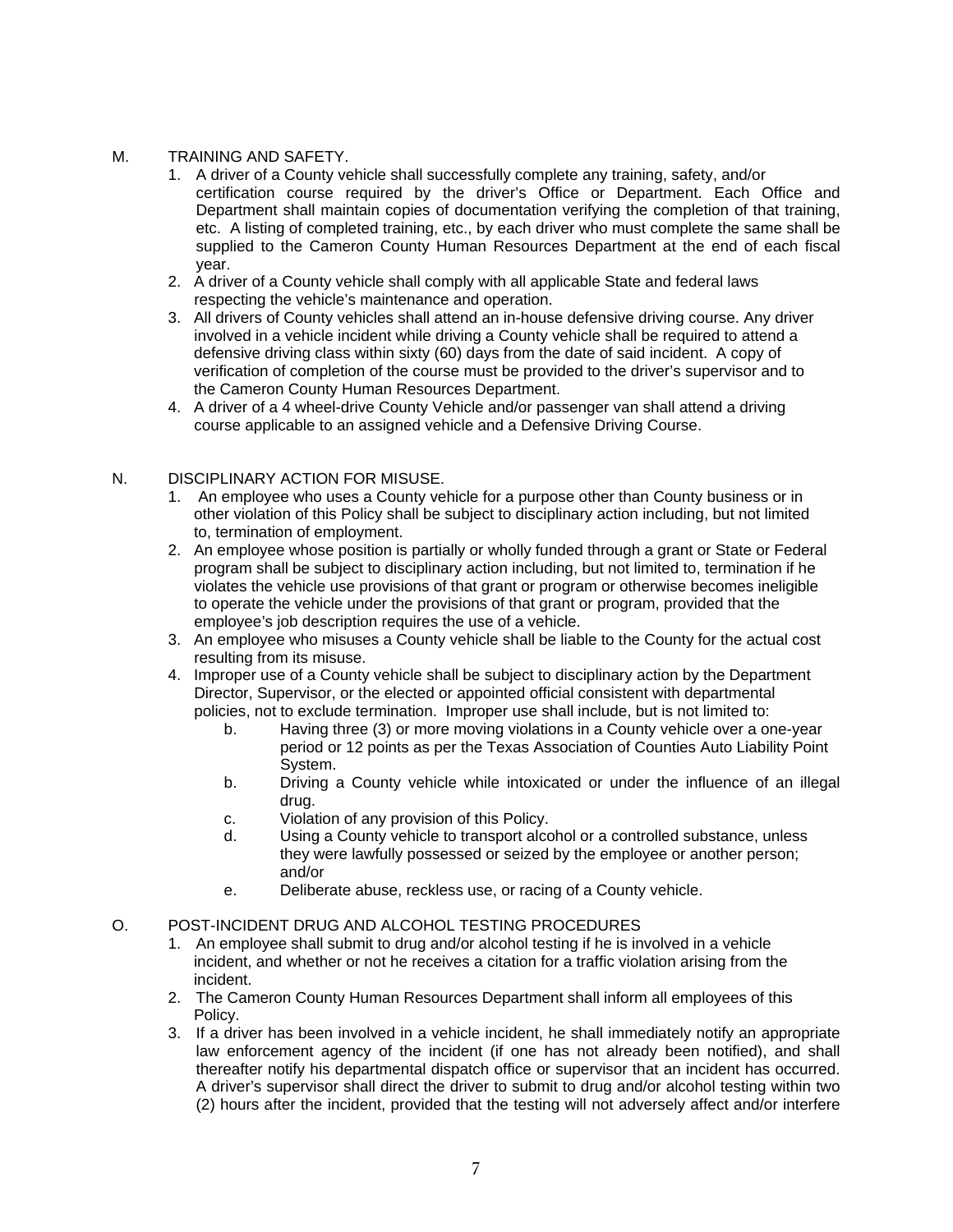M. TRAINING AND SAFETY.

1. A driver of a County vehicle shall successfully complete any training, safety, and/or certification course required by the driver's Office or Department. Each Office and Department shall maintain copies of documentation verifying the completion of that training, etc. A listing of completed training, etc., by each driver who must complete the same shall be supplied to the Cameron County Human Resources Department at the end of each fiscal year.
2. A driver of a County vehicle shall comply with all applicable State and federal laws respecting the vehicle's maintenance and operation.
3. All drivers of County vehicles shall attend an in-house defensive driving course. Any driver involved in a vehicle incident while driving a County vehicle shall be required to attend a defensive driving class within sixty (60) days from the date of said incident. A copy of verification of completion of the course must be provided to the driver's supervisor and to the Cameron County Human Resources Department.
4. A driver of a 4 wheel-drive County Vehicle and/or passenger van shall attend a driving course applicable to an assigned vehicle and a Defensive Driving Course.

N. DISCIPLINARY ACTION FOR MISUSE.

1. An employee who uses a County vehicle for a purpose other than County business or in other violation of this Policy shall be subject to disciplinary action including, but not limited to, termination of employment.
2. An employee whose position is partially or wholly funded through a grant or State or Federal program shall be subject to disciplinary action including, but not limited to, termination if he violates the vehicle use provisions of that grant or program or otherwise becomes ineligible to operate the vehicle under the provisions of that grant or program, provided that the employee's job description requires the use of a vehicle.
3. An employee who misuses a County vehicle shall be liable to the County for the actual cost resulting from its misuse.
4. Improper use of a County vehicle shall be subject to disciplinary action by the Department Director, Supervisor, or the elected or appointed official consistent with departmental policies, not to exclude termination. Improper use shall include, but is not limited to:
   - b. Having three (3) or more moving violations in a County vehicle over a one-year period or 12 points as per the Texas Association of Counties Auto Liability Point System.
   - b. Driving a County vehicle while intoxicated or under the influence of an illegal drug.
   - c. Violation of any provision of this Policy.
   - d. Using a County vehicle to transport alcohol or a controlled substance, unless they were lawfully possessed or seized by the employee or another person; and/or
   - e. Deliberate abuse, reckless use, or racing of a County vehicle.

O. POST-INCIDENT DRUG AND ALCOHOL TESTING PROCEDURES

1. An employee shall submit to drug and/or alcohol testing if he is involved in a vehicle incident, and whether or not he receives a citation for a traffic violation arising from the incident.
2. The Cameron County Human Resources Department shall inform all employees of this Policy.
3. If a driver has been involved in a vehicle incident, he shall immediately notify an appropriate law enforcement agency of the incident (if one has not already been notified), and shall thereafter notify his departmental dispatch office or supervisor that an incident has occurred. A driver's supervisor shall direct the driver to submit to drug and/or alcohol testing within two (2) hours after the incident, provided that the testing will not adversely affect and/or interfere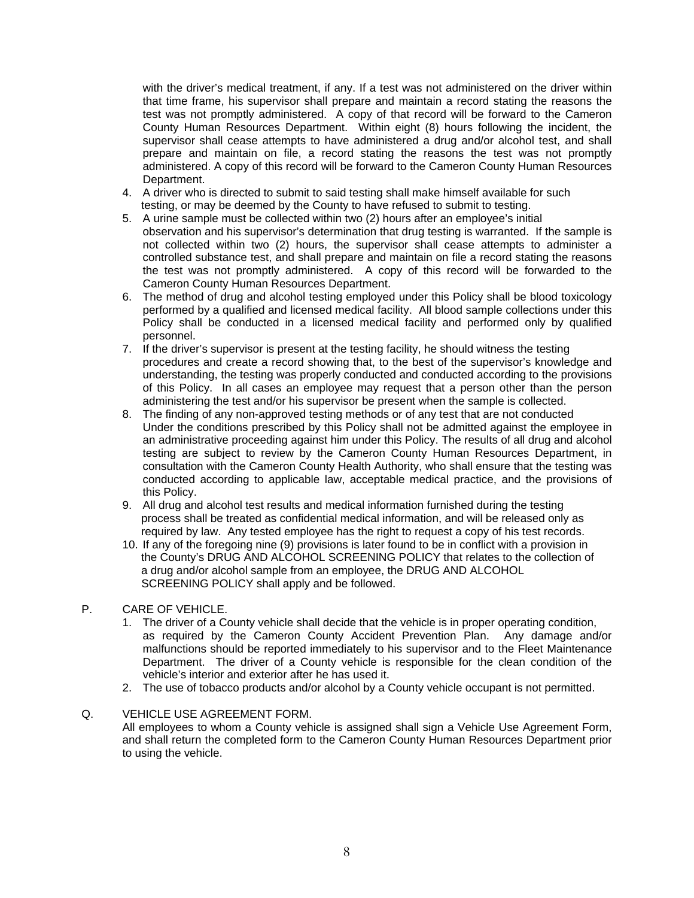with the driver's medical treatment, if any. If a test was not administered on the driver within that time frame, his supervisor shall prepare and maintain a record stating the reasons the test was not promptly administered. A copy of that record will be forward to the Cameron County Human Resources Department. Within eight (8) hours following the incident, the supervisor shall cease attempts to have administered a drug and/or alcohol test, and shall prepare and maintain on file, a record stating the reasons the test was not promptly administered. A copy of this record will be forward to the Cameron County Human Resources Department.

4. A driver who is directed to submit to said testing shall make himself available for such testing, or may be deemed by the County to have refused to submit to testing.
5. A urine sample must be collected within two (2) hours after an employee's initial observation and his supervisor's determination that drug testing is warranted. If the sample is not collected within two (2) hours, the supervisor shall cease attempts to administer a controlled substance test, and shall prepare and maintain on file a record stating the reasons the test was not promptly administered. A copy of this record will be forwarded to the Cameron County Human Resources Department.
6. The method of drug and alcohol testing employed under this Policy shall be blood toxicology performed by a qualified and licensed medical facility. All blood sample collections under this Policy shall be conducted in a licensed medical facility and performed only by qualified personnel.
7. If the driver's supervisor is present at the testing facility, he should witness the testing procedures and create a record showing that, to the best of the supervisor's knowledge and understanding, the testing was properly conducted and conducted according to the provisions of this Policy. In all cases an employee may request that a person other than the person administering the test and/or his supervisor be present when the sample is collected.
8. The finding of any non-approved testing methods or of any test that are not conducted Under the conditions prescribed by this Policy shall not be admitted against the employee in an administrative proceeding against him under this Policy. The results of all drug and alcohol testing are subject to review by the Cameron County Human Resources Department, in consultation with the Cameron County Health Authority, who shall ensure that the testing was conducted according to applicable law, acceptable medical practice, and the provisions of this Policy.
9. All drug and alcohol test results and medical information furnished during the testing process shall be treated as confidential medical information, and will be released only as required by law. Any tested employee has the right to request a copy of his test records.
10. If any of the foregoing nine (9) provisions is later found to be in conflict with a provision in the County's DRUG AND ALCOHOL SCREENING POLICY that relates to the collection of a drug and/or alcohol sample from an employee, the DRUG AND ALCOHOL SCREENING POLICY shall apply and be followed.

P. CARE OF VEHICLE.

1. The driver of a County vehicle shall decide that the vehicle is in proper operating condition, as required by the Cameron County Accident Prevention Plan. Any damage and/or malfunctions should be reported immediately to his supervisor and to the Fleet Maintenance Department. The driver of a County vehicle is responsible for the clean condition of the vehicle's interior and exterior after he has used it.
2. The use of tobacco products and/or alcohol by a County vehicle occupant is not permitted.

Q. VEHICLE USE AGREEMENT FORM.

All employees to whom a County vehicle is assigned shall sign a Vehicle Use Agreement Form, and shall return the completed form to the Cameron County Human Resources Department prior to using the vehicle.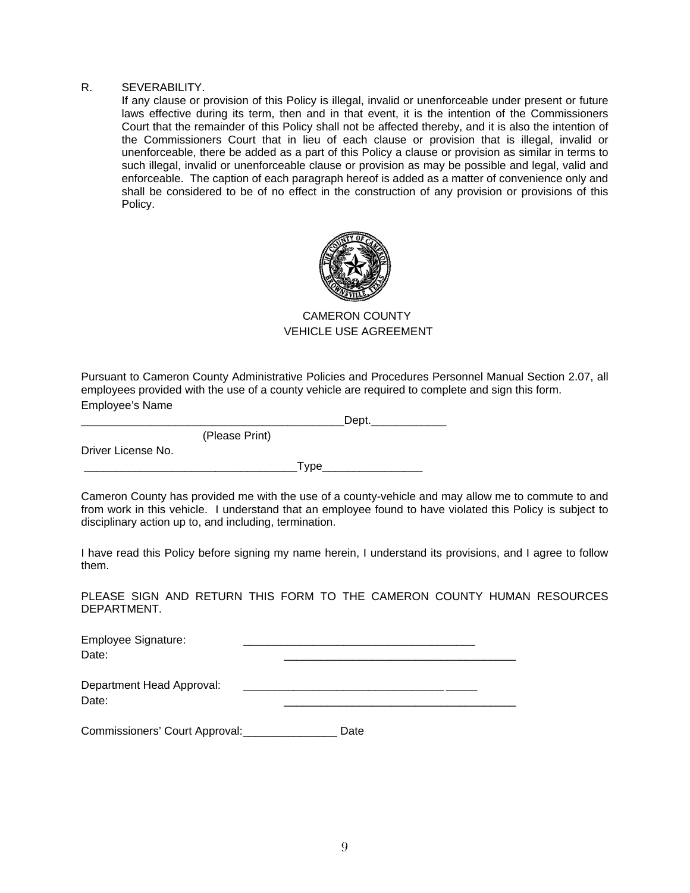R. SEVERABILITY.

If any clause or provision of this Policy is illegal, invalid or unenforceable under present or future laws effective during its term, then and in that event, it is the intention of the Commissioners Court that the remainder of this Policy shall not be affected thereby, and it is also the intention of the Commissioners Court that in lieu of each clause or provision that is illegal, invalid or unenforceable, there be added as a part of this Policy a clause or provision as similar in terms to such illegal, invalid or unenforceable clause or provision as may be possible and legal, valid and enforceable. The caption of each paragraph hereof is added as a matter of convenience only and shall be considered to be of no effect in the construction of any provision or provisions of this Policy.

CAMERON COUNTY
VEHICLE USE AGREEMENT

Pursuant to Cameron County Administrative Policies and Procedures Personnel Manual Section 2.07, all employees provided with the use of a county vehicle are required to complete and sign this form.

Employee's Name

__________________________________________Dept.____________

(Please Print)

Driver License No.

_________________________________Type________________

Cameron County has provided me with the use of a county-vehicle and may allow me to commute to and from work in this vehicle. I understand that an employee found to have violated this Policy is subject to disciplinary action up to, and including, termination.

I have read this Policy before signing my name herein, I understand its provisions, and I agree to follow them.

PLEASE SIGN AND RETURN THIS FORM TO THE CAMERON COUNTY HUMAN RESOURCES DEPARTMENT.

Employee Signature: _____________________________________

Date: _____________________________________

Department Head Approval: _____________________________________

Date: _____________________________________

Commissioners' Court Approval:_______________ Date